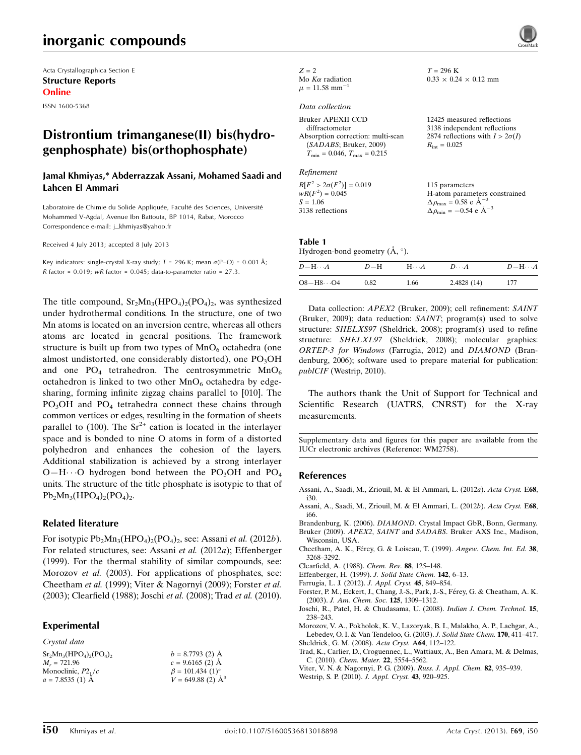Acta Crystallographica Section E

**Structure Reports**

**Online**

ISSN 1600-5368

# Distrontium trimanganese(II) bis(hydrogenphosphate) bis(orthophosphate)

**Jamal Khmiyas,\* Abderrazzak Assani, Mohamed Saadi and Lahcen El Ammari**

Laboratoire de Chimie du Solide Appliquée, Faculté des Sciences, Université Mohammed V-Agdal, Avenue Ibn Battouta, BP 1014, Rabat, Morocco
Correspondence e-mail: j_khmiyas@yahoo.fr

Received 4 July 2013; accepted 8 July 2013

Key indicators: single-crystal X-ray study; $T$ = 296 K; mean $\sigma$(P–O) = 0.001 Å; $R$ factor = 0.019; $wR$ factor = 0.045; data-to-parameter ratio = 27.3.

The title compound, $Sr_2Mn_3(HPO_4)_2(PO_4)_2$, was synthesized under hydrothermal conditions. In the structure, one of two Mn atoms is located on an inversion centre, whereas all others atoms are located in general positions. The framework structure is built up from two types of $MnO_6$ octahedra (one almost undistorted, one considerably distorted), one $PO_3OH$ and one $PO_4$ tetrahedron. The centrosymmetric $MnO_6$ octahedron is linked to two other $MnO_6$ octahedra by edge-sharing, forming infinite zigzag chains parallel to [010]. The $PO_3OH$ and $PO_4$ tetrahedra connect these chains through common vertices or edges, resulting in the formation of sheets parallel to (100). The $Sr^{2+}$ cation is located in the interlayer space and is bonded to nine O atoms in form of a distorted polyhedron and enhances the cohesion of the layers. Additional stabilization is achieved by a strong interlayer O—H···O hydrogen bond between the $PO_3OH$ and $PO_4$ units. The structure of the title phosphate is isotypic to that of $Pb_2Mn_3(HPO_4)_2(PO_4)_2$.

## Related literature

For isotypic $Pb_2Mn_3(HPO_4)_2(PO_4)_2$, see: Assani *et al.* (2012*b*). For related structures, see: Assani *et al.* (2012*a*); Effenberger (1999). For the thermal stability of similar compounds, see: Morozov *et al.* (2003). For applications of phosphates, see: Cheetham *et al.* (1999); Viter & Nagornyi (2009); Forster *et al.* (2003); Clearfield (1988); Joschi *et al.* (2008); Trad *et al.* (2010).

## Experimental

### Crystal data

$Sr_2Mn_3(HPO_4)_2(PO_4)_2$
$M_r$ = 721.96
Monoclinic, $P2_1/c$
$a$ = 7.8535 (1) Å
$b$ = 8.7793 (2) Å
$c$ = 9.6165 (2) Å
$\beta$ = 101.434 (1)°
$V$ = 649.88 (2) Å$^3$
$Z$ = 2
Mo $K\alpha$ radiation
$\mu$ = 11.58 mm$^{-1}$
$T$ = 296 K
0.33 × 0.24 × 0.12 mm

### Data collection

Bruker APEXII CCD diffractometer
Absorption correction: multi-scan (*SADABS*; Bruker, 2009)
$T_{min}$ = 0.046, $T_{max}$ = 0.215
12425 measured reflections
3138 independent reflections
2874 reflections with $I > 2\sigma(I)$
$R_{int}$ = 0.025

### Refinement

$R[F^2 > 2\sigma(F^2)]$ = 0.019
$wR(F^2)$ = 0.045
$S$ = 1.06
3138 reflections
115 parameters
H-atom parameters constrained
$\Delta\rho_{max}$ = 0.58 e Å$^{-3}$
$\Delta\rho_{min}$ = −0.54 e Å$^{-3}$

**Table 1**
Hydrogen-bond geometry (Å, °).

| $D$—H···$A$ | $D$—H | H···$A$ | $D$···$A$ | $D$—H···$A$ |
|---|---|---|---|---|
| O8—H8···O4 | 0.82 | 1.66 | 2.4828 (14) | 177 |

Data collection: *APEX2* (Bruker, 2009); cell refinement: *SAINT* (Bruker, 2009); data reduction: *SAINT*; program(s) used to solve structure: *SHELXS97* (Sheldrick, 2008); program(s) used to refine structure: *SHELXL97* (Sheldrick, 2008); molecular graphics: *ORTEP-3 for Windows* (Farrugia, 2012) and *DIAMOND* (Brandenburg, 2006); software used to prepare material for publication: *publCIF* (Westrip, 2010).

The authors thank the Unit of Support for Technical and Scientific Research (UATRS, CNRST) for the X-ray measurements.

Supplementary data and figures for this paper are available from the IUCr electronic archives (Reference: WM2758).

## References

Assani, A., Saadi, M., Zriouil, M. & El Ammari, L. (2012*a*). *Acta Cryst.* E**68**, i30.
Assani, A., Saadi, M., Zriouil, M. & El Ammari, L. (2012*b*). *Acta Cryst.* E**68**, i66.
Brandenburg, K. (2006). *DIAMOND*. Crystal Impact GbR, Bonn, Germany.
Bruker (2009). *APEX2*, *SAINT* and *SADABS*. Bruker AXS Inc., Madison, Wisconsin, USA.
Cheetham, A. K., Férey, G. & Loiseau, T. (1999). *Angew. Chem. Int. Ed.* **38**, 3268–3292.
Clearfield, A. (1988). *Chem. Rev.* **88**, 125–148.
Effenberger, H. (1999). *J. Solid State Chem.* **142**, 6–13.
Farrugia, L. J. (2012). *J. Appl. Cryst.* **45**, 849–854.
Forster, P. M., Eckert, J., Chang, J.-S., Park, J.-S., Férey, G. & Cheetham, A. K. (2003). *J. Am. Chem. Soc.* **125**, 1309–1312.
Joschi, R., Patel, H. & Chudasama, U. (2008). *Indian J. Chem. Technol.* **15**, 238–243.
Morozov, V. A., Pokholok, K. V., Lazoryak, B. I., Malakho, A. P., Lachgar, A., Lebedev, O. I. & Van Tendeloo, G. (2003). *J. Solid State Chem.* **170**, 411–417.
Sheldrick, G. M. (2008). *Acta Cryst.* A**64**, 112–122.
Trad, K., Carlier, D., Croguennec, L., Wattiaux, A., Ben Amara, M. & Delmas, C. (2010). *Chem. Mater.* **22**, 5554–5562.
Viter, V. N. & Nagornyi, P. G. (2009). *Russ. J. Appl. Chem.* **82**, 935–939.
Westrip, S. P. (2010). *J. Appl. Cryst.* **43**, 920–925.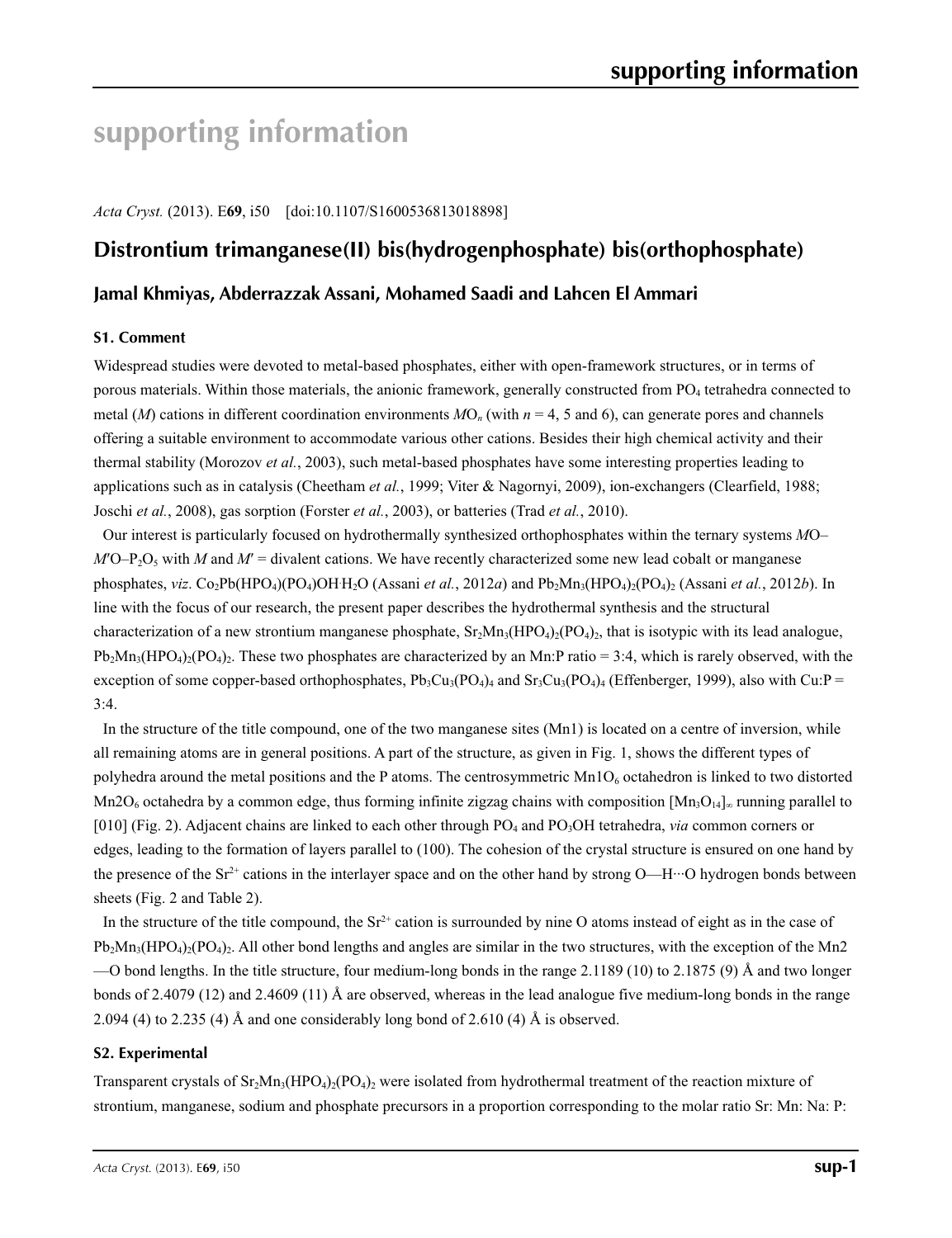# supporting information

*Acta Cryst.* (2013). E**69**, i50    [doi:10.1107/S1600536813018898]

## Distrontium trimanganese(II) bis(hydrogenphosphate) bis(orthophosphate)

### Jamal Khmiyas, Abderrazzak Assani, Mohamed Saadi and Lahcen El Ammari

#### S1. Comment

Widespread studies were devoted to metal-based phosphates, either with open-framework structures, or in terms of porous materials. Within those materials, the anionic framework, generally constructed from $PO_4$ tetrahedra connected to metal (*M*) cations in different coordination environments $MO_n$ (with $n$ = 4, 5 and 6), can generate pores and channels offering a suitable environment to accommodate various other cations. Besides their high chemical activity and their thermal stability (Morozov *et al.*, 2003), such metal-based phosphates have some interesting properties leading to applications such as in catalysis (Cheetham *et al.*, 1999; Viter & Nagornyi, 2009), ion-exchangers (Clearfield, 1988; Joschi *et al.*, 2008), gas sorption (Forster *et al.*, 2003), or batteries (Trad *et al.*, 2010).

Our interest is particularly focused on hydrothermally synthesized orthophosphates within the ternary systems *M*O–*M*′O–$P_2O_5$ with *M* and *M*′ = divalent cations. We have recently characterized some new lead cobalt or manganese phosphates, *viz*. $Co_2Pb(HPO_4)(PO_4)OH{\cdot}H_2O$ (Assani *et al.*, 2012*a*) and $Pb_2Mn_3(HPO_4)_2(PO_4)_2$ (Assani *et al.*, 2012*b*). In line with the focus of our research, the present paper describes the hydrothermal synthesis and the structural characterization of a new strontium manganese phosphate, $Sr_2Mn_3(HPO_4)_2(PO_4)_2$, that is isotypic with its lead analogue, $Pb_2Mn_3(HPO_4)_2(PO_4)_2$. These two phosphates are characterized by an Mn:P ratio = 3:4, which is rarely observed, with the exception of some copper-based orthophosphates, $Pb_3Cu_3(PO_4)_4$ and $Sr_3Cu_3(PO_4)_4$ (Effenberger, 1999), also with Cu:P = 3:4.

In the structure of the title compound, one of the two manganese sites (Mn1) is located on a centre of inversion, while all remaining atoms are in general positions. A part of the structure, as given in Fig. 1, shows the different types of polyhedra around the metal positions and the P atoms. The centrosymmetric $Mn1O_6$ octahedron is linked to two distorted $Mn2O_6$ octahedra by a common edge, thus forming infinite zigzag chains with composition $[Mn_3O_{14}]_\infty$ running parallel to [010] (Fig. 2). Adjacent chains are linked to each other through $PO_4$ and $PO_3OH$ tetrahedra, *via* common corners or edges, leading to the formation of layers parallel to (100). The cohesion of the crystal structure is ensured on one hand by the presence of the $Sr^{2+}$ cations in the interlayer space and on the other hand by strong O—H···O hydrogen bonds between sheets (Fig. 2 and Table 2).

In the structure of the title compound, the $Sr^{2+}$ cation is surrounded by nine O atoms instead of eight as in the case of $Pb_2Mn_3(HPO_4)_2(PO_4)_2$. All other bond lengths and angles are similar in the two structures, with the exception of the Mn2—O bond lengths. In the title structure, four medium-long bonds in the range 2.1189 (10) to 2.1875 (9) Å and two longer bonds of 2.4079 (12) and 2.4609 (11) Å are observed, whereas in the lead analogue five medium-long bonds in the range 2.094 (4) to 2.235 (4) Å and one considerably long bond of 2.610 (4) Å is observed.

#### S2. Experimental

Transparent crystals of $Sr_2Mn_3(HPO_4)_2(PO_4)_2$ were isolated from hydrothermal treatment of the reaction mixture of strontium, manganese, sodium and phosphate precursors in a proportion corresponding to the molar ratio Sr: Mn: Na: P: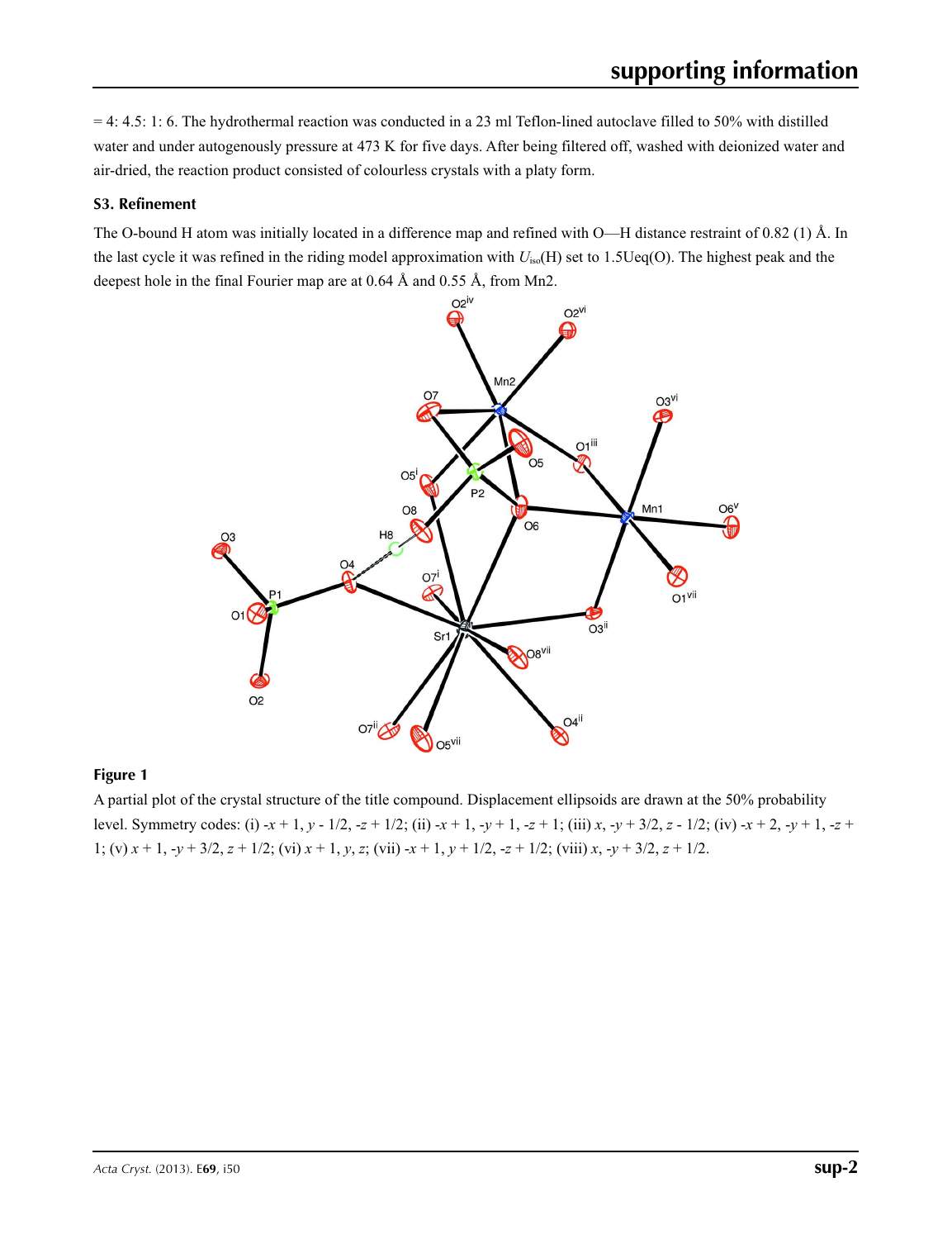= 4: 4.5: 1: 6. The hydrothermal reaction was conducted in a 23 ml Teflon-lined autoclave filled to 50% with distilled water and under autogenously pressure at 473 K for five days. After being filtered off, washed with deionized water and air-dried, the reaction product consisted of colourless crystals with a platy form.

### S3. Refinement

The O-bound H atom was initially located in a difference map and refined with O—H distance restraint of 0.82 (1) Å. In the last cycle it was refined in the riding model approximation with $U_{iso}$(H) set to 1.5Ueq(O). The highest peak and the deepest hole in the final Fourier map are at 0.64 Å and 0.55 Å, from Mn2.

**Figure 1**

A partial plot of the crystal structure of the title compound. Displacement ellipsoids are drawn at the 50% probability level. Symmetry codes: (i) -*x* + 1, *y* - 1/2, -*z* + 1/2; (ii) -*x* + 1, -*y* + 1, -*z* + 1; (iii) *x*, -*y* + 3/2, *z* - 1/2; (iv) -*x* + 2, -*y* + 1, -*z* + 1; (v) *x* + 1, -*y* + 3/2, *z* + 1/2; (vi) *x* + 1, *y*, *z*; (vii) -*x* + 1, *y* + 1/2, -*z* + 1/2; (viii) *x*, -*y* + 3/2, *z* + 1/2.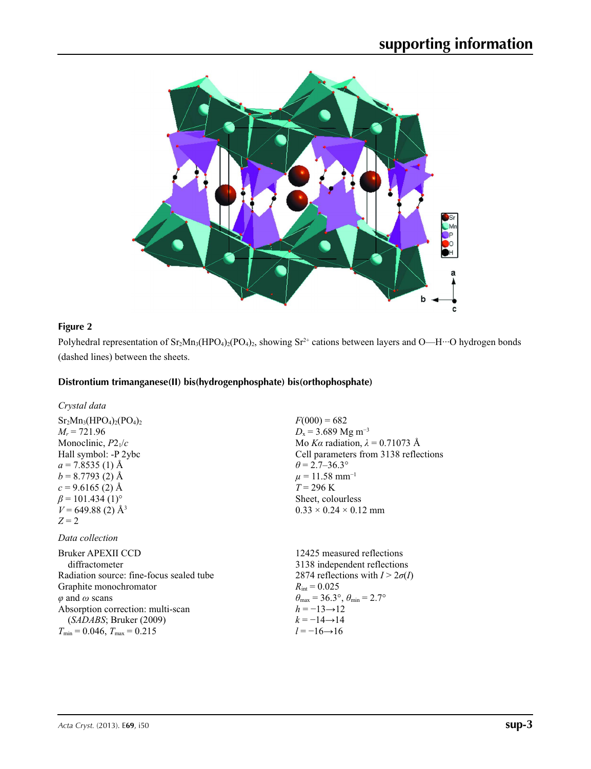**Figure 2**

Polyhedral representation of $Sr_2Mn_3(HPO_4)_2(PO_4)_2$, showing $Sr^{2+}$ cations between layers and O—H···O hydrogen bonds (dashed lines) between the sheets.

## Distrontium trimanganese(II) bis(hydrogenphosphate) bis(orthophosphate)

### *Crystal data*

$Sr_2Mn_3(HPO_4)_2(PO_4)_2$
$M_r = 721.96$
Monoclinic, $P2_1/c$
Hall symbol: -P 2ybc
$a = 7.8535$ (1) Å
$b = 8.7793$ (2) Å
$c = 9.6165$ (2) Å
$\beta = 101.434$ (1)°
$V = 649.88$ (2) Å$^3$
$Z = 2$
$F(000) = 682$
$D_x = 3.689$ Mg m$^{-3}$
Mo $K\alpha$ radiation, $\lambda = 0.71073$ Å
Cell parameters from 3138 reflections
$\theta = 2.7$–36.3°
$\mu = 11.58$ mm$^{-1}$
$T = 296$ K
Sheet, colourless
0.33 × 0.24 × 0.12 mm

### *Data collection*

Bruker APEXII CCD diffractometer
Radiation source: fine-focus sealed tube
Graphite monochromator
$\varphi$ and $\omega$ scans
Absorption correction: multi-scan (*SADABS*; Bruker (2009)
$T_{min} = 0.046$, $T_{max} = 0.215$
12425 measured reflections
3138 independent reflections
2874 reflections with $I > 2\sigma(I)$
$R_{int} = 0.025$
$\theta_{max} = 36.3°$, $\theta_{min} = 2.7°$
$h = -13 \rightarrow 12$
$k = -14 \rightarrow 14$
$l = -16 \rightarrow 16$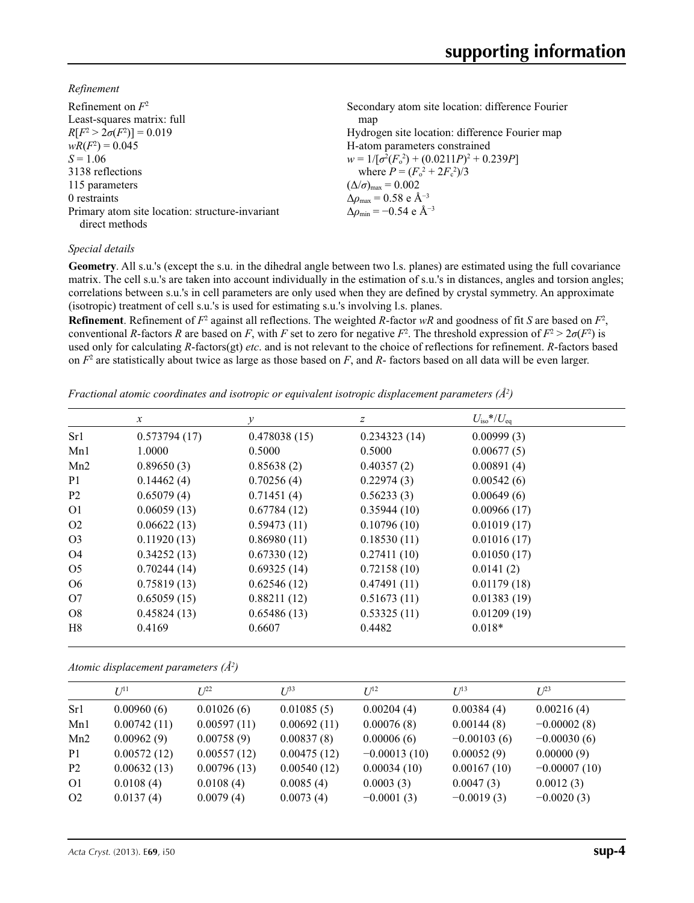*Refinement*

Refinement on $F^2$
Least-squares matrix: full
$R[F^2 > 2\sigma(F^2)] = 0.019$
$wR(F^2) = 0.045$
$S = 1.06$
3138 reflections
115 parameters
0 restraints
Primary atom site location: structure-invariant direct methods
Secondary atom site location: difference Fourier map
Hydrogen site location: difference Fourier map
H-atom parameters constrained
$w = 1/[\sigma^2(F_o^2) + (0.0211P)^2 + 0.239P]$
where $P = (F_o^2 + 2F_c^2)/3$
$(\Delta/\sigma)_{max} = 0.002$
$\Delta\rho_{max} = 0.58$ e Å$^{-3}$
$\Delta\rho_{min} = -0.54$ e Å$^{-3}$

*Special details*

**Geometry**. All s.u.'s (except the s.u. in the dihedral angle between two l.s. planes) are estimated using the full covariance matrix. The cell s.u.'s are taken into account individually in the estimation of s.u.'s in distances, angles and torsion angles; correlations between s.u.'s in cell parameters are only used when they are defined by crystal symmetry. An approximate (isotropic) treatment of cell s.u.'s is used for estimating s.u.'s involving l.s. planes.

**Refinement**. Refinement of $F^2$ against all reflections. The weighted $R$-factor $wR$ and goodness of fit $S$ are based on $F^2$, conventional $R$-factors $R$ are based on $F$, with $F$ set to zero for negative $F^2$. The threshold expression of $F^2 > 2\sigma(F^2)$ is used only for calculating $R$-factors(gt) *etc*. and is not relevant to the choice of reflections for refinement. $R$-factors based on $F^2$ are statistically about twice as large as those based on $F$, and $R$- factors based on all data will be even larger.

*Fractional atomic coordinates and isotropic or equivalent isotropic displacement parameters (Å$^2$)*

| | $x$ | $y$ | $z$ | $U_{iso}$*/$U_{eq}$ |
|---|---|---|---|---|
| Sr1 | 0.573794 (17) | 0.478038 (15) | 0.234323 (14) | 0.00999 (3) |
| Mn1 | 1.0000 | 0.5000 | 0.5000 | 0.00677 (5) |
| Mn2 | 0.89650 (3) | 0.85638 (2) | 0.40357 (2) | 0.00891 (4) |
| P1 | 0.14462 (4) | 0.70256 (4) | 0.22974 (3) | 0.00542 (6) |
| P2 | 0.65079 (4) | 0.71451 (4) | 0.56233 (3) | 0.00649 (6) |
| O1 | 0.06059 (13) | 0.67784 (12) | 0.35944 (10) | 0.00966 (17) |
| O2 | 0.06622 (13) | 0.59473 (11) | 0.10796 (10) | 0.01019 (17) |
| O3 | 0.11920 (13) | 0.86980 (11) | 0.18530 (11) | 0.01016 (17) |
| O4 | 0.34252 (13) | 0.67330 (12) | 0.27411 (10) | 0.01050 (17) |
| O5 | 0.70244 (14) | 0.69325 (14) | 0.72158 (10) | 0.0141 (2) |
| O6 | 0.75819 (13) | 0.62546 (12) | 0.47491 (11) | 0.01179 (18) |
| O7 | 0.65059 (15) | 0.88211 (12) | 0.51673 (11) | 0.01383 (19) |
| O8 | 0.45824 (13) | 0.65486 (13) | 0.53325 (11) | 0.01209 (19) |
| H8 | 0.4169 | 0.6607 | 0.4482 | 0.018* |

*Atomic displacement parameters (Å$^2$)*

| | $U^{11}$ | $U^{22}$ | $U^{33}$ | $U^{12}$ | $U^{13}$ | $U^{23}$ |
|---|---|---|---|---|---|---|
| Sr1 | 0.00960 (6) | 0.01026 (6) | 0.01085 (5) | 0.00204 (4) | 0.00384 (4) | 0.00216 (4) |
| Mn1 | 0.00742 (11) | 0.00597 (11) | 0.00692 (11) | 0.00076 (8) | 0.00144 (8) | −0.00002 (8) |
| Mn2 | 0.00962 (9) | 0.00758 (9) | 0.00837 (8) | 0.00006 (6) | −0.00103 (6) | −0.00030 (6) |
| P1 | 0.00572 (12) | 0.00557 (12) | 0.00475 (12) | −0.00013 (10) | 0.00052 (9) | 0.00000 (9) |
| P2 | 0.00632 (13) | 0.00796 (13) | 0.00540 (12) | 0.00034 (10) | 0.00167 (10) | −0.00007 (10) |
| O1 | 0.0108 (4) | 0.0108 (4) | 0.0085 (4) | 0.0003 (3) | 0.0047 (3) | 0.0012 (3) |
| O2 | 0.0137 (4) | 0.0079 (4) | 0.0073 (4) | −0.0001 (3) | −0.0019 (3) | −0.0020 (3) |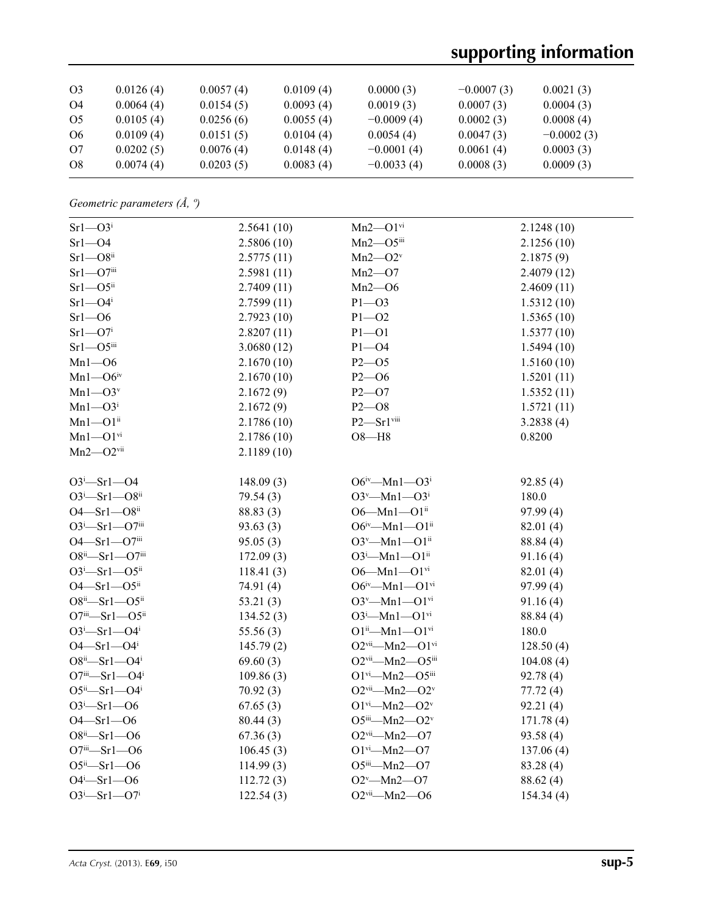| O3 | 0.0126 (4) | 0.0057 (4) | 0.0109 (4) | 0.0000 (3) | −0.0007 (3) | 0.0021 (3) |
|---|---|---|---|---|---|---|
| O4 | 0.0064 (4) | 0.0154 (5) | 0.0093 (4) | 0.0019 (3) | 0.0007 (3) | 0.0004 (3) |
| O5 | 0.0105 (4) | 0.0256 (6) | 0.0055 (4) | −0.0009 (4) | 0.0002 (3) | 0.0008 (4) |
| O6 | 0.0109 (4) | 0.0151 (5) | 0.0104 (4) | 0.0054 (4) | 0.0047 (3) | −0.0002 (3) |
| O7 | 0.0202 (5) | 0.0076 (4) | 0.0148 (4) | −0.0001 (4) | 0.0061 (4) | 0.0003 (3) |
| O8 | 0.0074 (4) | 0.0203 (5) | 0.0083 (4) | −0.0033 (4) | 0.0008 (3) | 0.0009 (3) |

*Geometric parameters (Å, º)*

| | | | |
|---|---|---|---|
| Sr1—O3$^{i}$ | 2.5641 (10) | Mn2—O1$^{vi}$ | 2.1248 (10) |
| Sr1—O4 | 2.5806 (10) | Mn2—O5$^{iii}$ | 2.1256 (10) |
| Sr1—O8$^{ii}$ | 2.5775 (11) | Mn2—O2$^{v}$ | 2.1875 (9) |
| Sr1—O7$^{iii}$ | 2.5981 (11) | Mn2—O7 | 2.4079 (12) |
| Sr1—O5$^{ii}$ | 2.7409 (11) | Mn2—O6 | 2.4609 (11) |
| Sr1—O4$^{i}$ | 2.7599 (11) | P1—O3 | 1.5312 (10) |
| Sr1—O6 | 2.7923 (10) | P1—O2 | 1.5365 (10) |
| Sr1—O7$^{i}$ | 2.8207 (11) | P1—O1 | 1.5377 (10) |
| Sr1—O5$^{iii}$ | 3.0680 (12) | P1—O4 | 1.5494 (10) |
| Mn1—O6 | 2.1670 (10) | P2—O5 | 1.5160 (10) |
| Mn1—O6$^{iv}$ | 2.1670 (10) | P2—O6 | 1.5201 (11) |
| Mn1—O3$^{v}$ | 2.1672 (9) | P2—O7 | 1.5352 (11) |
| Mn1—O3$^{i}$ | 2.1672 (9) | P2—O8 | 1.5721 (11) |
| Mn1—O1$^{ii}$ | 2.1786 (10) | P2—Sr1$^{viii}$ | 3.2838 (4) |
| Mn1—O1$^{vi}$ | 2.1786 (10) | O8—H8 | 0.8200 |
| Mn2—O2$^{vii}$ | 2.1189 (10) | | |
| | | | |
| O3$^{i}$—Sr1—O4 | 148.09 (3) | O6$^{iv}$—Mn1—O3$^{i}$ | 92.85 (4) |
| O3$^{i}$—Sr1—O8$^{ii}$ | 79.54 (3) | O3$^{v}$—Mn1—O3$^{i}$ | 180.0 |
| O4—Sr1—O8$^{ii}$ | 88.83 (3) | O6—Mn1—O1$^{ii}$ | 97.99 (4) |
| O3$^{i}$—Sr1—O7$^{iii}$ | 93.63 (3) | O6$^{iv}$—Mn1—O1$^{ii}$ | 82.01 (4) |
| O4—Sr1—O7$^{iii}$ | 95.05 (3) | O3$^{v}$—Mn1—O1$^{ii}$ | 88.84 (4) |
| O8$^{ii}$—Sr1—O7$^{iii}$ | 172.09 (3) | O3$^{i}$—Mn1—O1$^{ii}$ | 91.16 (4) |
| O3$^{i}$—Sr1—O5$^{ii}$ | 118.41 (3) | O6—Mn1—O1$^{vi}$ | 82.01 (4) |
| O4—Sr1—O5$^{ii}$ | 74.91 (4) | O6$^{iv}$—Mn1—O1$^{vi}$ | 97.99 (4) |
| O8$^{ii}$—Sr1—O5$^{ii}$ | 53.21 (3) | O3$^{v}$—Mn1—O1$^{vi}$ | 91.16 (4) |
| O7$^{iii}$—Sr1—O5$^{ii}$ | 134.52 (3) | O3$^{i}$—Mn1—O1$^{vi}$ | 88.84 (4) |
| O3$^{i}$—Sr1—O4$^{i}$ | 55.56 (3) | O1$^{ii}$—Mn1—O1$^{vi}$ | 180.0 |
| O4—Sr1—O4$^{i}$ | 145.79 (2) | O2$^{vii}$—Mn2—O1$^{vi}$ | 128.50 (4) |
| O8$^{ii}$—Sr1—O4$^{i}$ | 69.60 (3) | O2$^{vii}$—Mn2—O5$^{iii}$ | 104.08 (4) |
| O7$^{iii}$—Sr1—O4$^{i}$ | 109.86 (3) | O1$^{vi}$—Mn2—O5$^{iii}$ | 92.78 (4) |
| O5$^{ii}$—Sr1—O4$^{i}$ | 70.92 (3) | O2$^{vii}$—Mn2—O2$^{v}$ | 77.72 (4) |
| O3$^{i}$—Sr1—O6 | 67.65 (3) | O1$^{vi}$—Mn2—O2$^{v}$ | 92.21 (4) |
| O4—Sr1—O6 | 80.44 (3) | O5$^{iii}$—Mn2—O2$^{v}$ | 171.78 (4) |
| O8$^{ii}$—Sr1—O6 | 67.36 (3) | O2$^{vii}$—Mn2—O7 | 93.58 (4) |
| O7$^{iii}$—Sr1—O6 | 106.45 (3) | O1$^{vi}$—Mn2—O7 | 137.06 (4) |
| O5$^{ii}$—Sr1—O6 | 114.99 (3) | O5$^{iii}$—Mn2—O7 | 83.28 (4) |
| O4$^{i}$—Sr1—O6 | 112.72 (3) | O2$^{v}$—Mn2—O7 | 88.62 (4) |
| O3$^{i}$—Sr1—O7$^{i}$ | 122.54 (3) | O2$^{vii}$—Mn2—O6 | 154.34 (4) |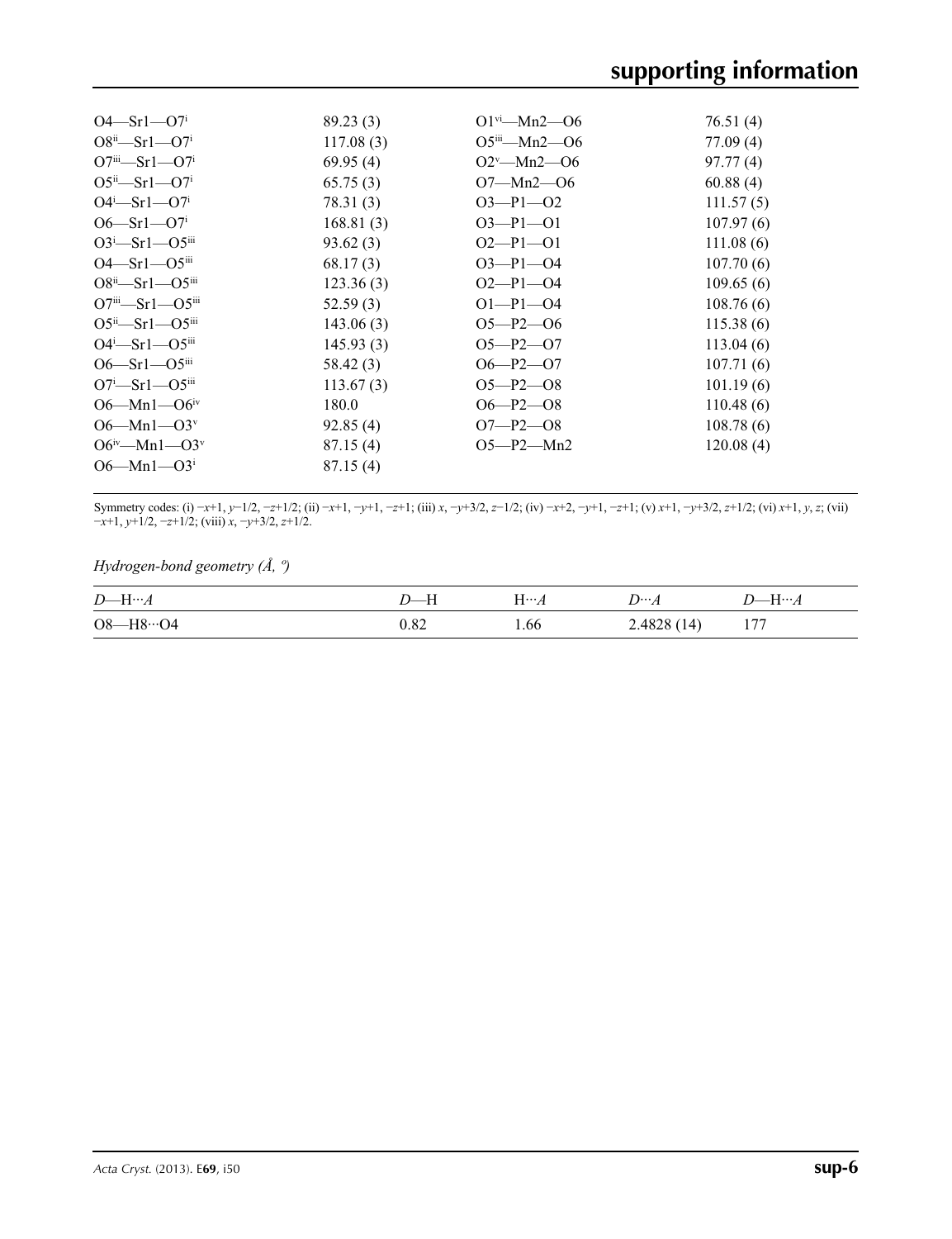| | | | |
|---|---|---|---|
| O4—Sr1—O7$^{i}$ | 89.23 (3) | O1$^{vi}$—Mn2—O6 | 76.51 (4) |
| O8$^{ii}$—Sr1—O7$^{i}$ | 117.08 (3) | O5$^{iii}$—Mn2—O6 | 77.09 (4) |
| O7$^{iii}$—Sr1—O7$^{i}$ | 69.95 (4) | O2$^{v}$—Mn2—O6 | 97.77 (4) |
| O5$^{ii}$—Sr1—O7$^{i}$ | 65.75 (3) | O7—Mn2—O6 | 60.88 (4) |
| O4$^{i}$—Sr1—O7$^{i}$ | 78.31 (3) | O3—P1—O2 | 111.57 (5) |
| O6—Sr1—O7$^{i}$ | 168.81 (3) | O3—P1—O1 | 107.97 (6) |
| O3$^{i}$—Sr1—O5$^{iii}$ | 93.62 (3) | O2—P1—O1 | 111.08 (6) |
| O4—Sr1—O5$^{iii}$ | 68.17 (3) | O3—P1—O4 | 107.70 (6) |
| O8$^{ii}$—Sr1—O5$^{iii}$ | 123.36 (3) | O2—P1—O4 | 109.65 (6) |
| O7$^{iii}$—Sr1—O5$^{iii}$ | 52.59 (3) | O1—P1—O4 | 108.76 (6) |
| O5$^{ii}$—Sr1—O5$^{iii}$ | 143.06 (3) | O5—P2—O6 | 115.38 (6) |
| O4$^{i}$—Sr1—O5$^{iii}$ | 145.93 (3) | O5—P2—O7 | 113.04 (6) |
| O6—Sr1—O5$^{iii}$ | 58.42 (3) | O6—P2—O7 | 107.71 (6) |
| O7$^{i}$—Sr1—O5$^{iii}$ | 113.67 (3) | O5—P2—O8 | 101.19 (6) |
| O6—Mn1—O6$^{iv}$ | 180.0 | O6—P2—O8 | 110.48 (6) |
| O6—Mn1—O3$^{v}$ | 92.85 (4) | O7—P2—O8 | 108.78 (6) |
| O6$^{iv}$—Mn1—O3$^{v}$ | 87.15 (4) | O5—P2—Mn2 | 120.08 (4) |
| O6—Mn1—O3$^{i}$ | 87.15 (4) | | |

Symmetry codes: (i) −x+1, y−1/2, −z+1/2; (ii) −x+1, −y+1, −z+1; (iii) x, −y+3/2, z−1/2; (iv) −x+2, −y+1, −z+1; (v) x+1, −y+3/2, z+1/2; (vi) x+1, y, z; (vii) −x+1, y+1/2, −z+1/2; (viii) x, −y+3/2, z+1/2.

*Hydrogen-bond geometry (Å, º)*

| *D*—H···*A* | *D*—H | H···*A* | *D*···*A* | *D*—H···*A* |
|---|---|---|---|---|
| O8—H8···O4 | 0.82 | 1.66 | 2.4828 (14) | 177 |